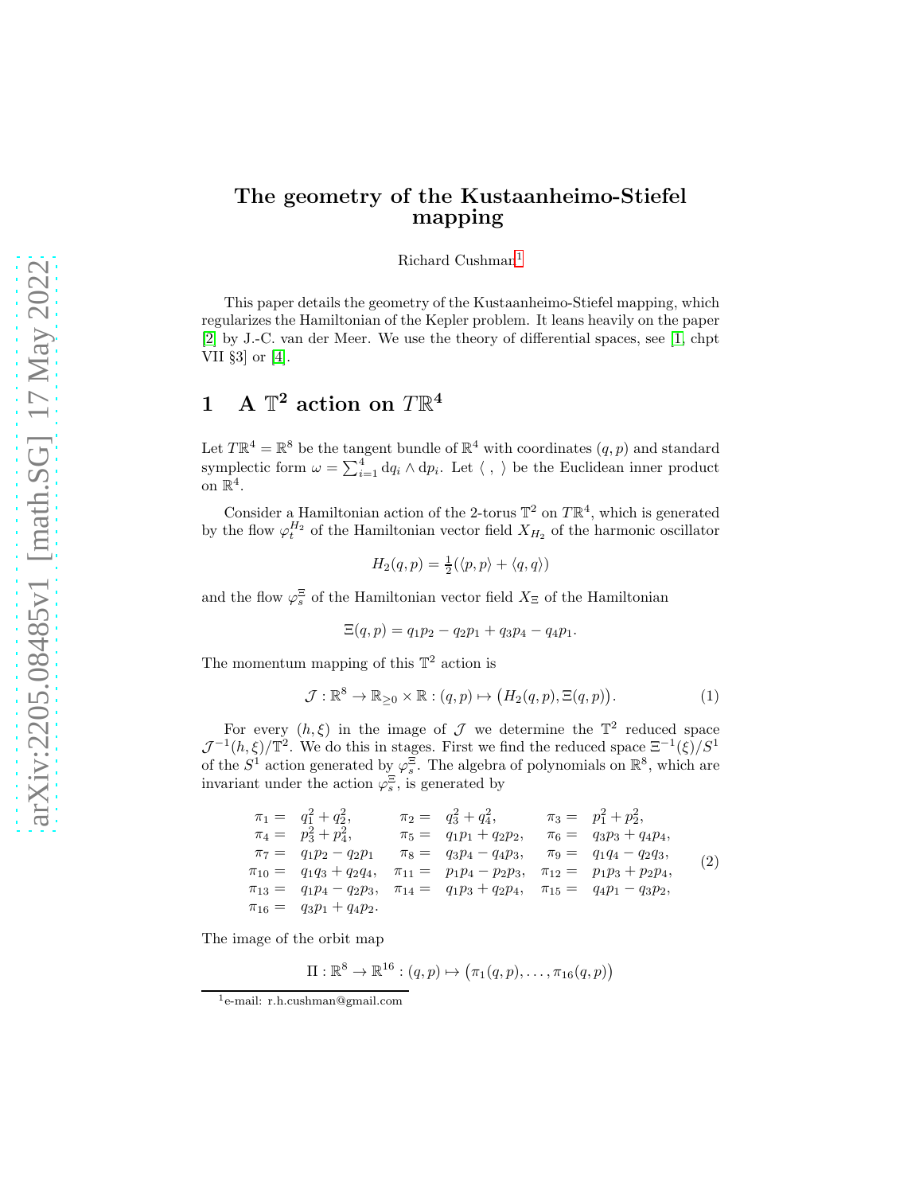# The geometry of the Kustaanheimo-Stiefel mapping

Richard Cushman[1]

This paper details the geometry of the Kustaanheimo-Stiefel mapping, which regularizes the Hamiltonian of the Kepler problem. It leans heavily on the paper [2] by J.-C. van der Meer. We use the theory of differential spaces, see [1, chpt VII §3] or [4].

## 1 A $\mathbb{T}^2$ action on $T\mathbb{R}^4$

Let $T\mathbb{R}^4 = \mathbb{R}^8$ be the tangent bundle of $\mathbb{R}^4$ with coordinates $(q, p)$ and standard symplectic form $\omega = \sum_{i=1}^{4} \mathrm{d}q_i \wedge \mathrm{d}p_i$. Let $\langle \, , \, \rangle$ be the Euclidean inner product on $\mathbb{R}^4$.

Consider a Hamiltonian action of the 2-torus $\mathbb{T}^2$ on $T\mathbb{R}^4$, which is generated by the flow $\varphi_t^{H_2}$ of the Hamiltonian vector field $X_{H_2}$ of the harmonic oscillator

$$H_2(q,p) = \tfrac{1}{2}(\langle p,p\rangle + \langle q,q\rangle)$$

and the flow $\varphi_s^{\Xi}$ of the Hamiltonian vector field $X_{\Xi}$ of the Hamiltonian

$$\Xi(q,p) = q_1p_2 - q_2p_1 + q_3p_4 - q_4p_1.$$

The momentum mapping of this $\mathbb{T}^2$ action is

$$\mathcal{J} : \mathbb{R}^8 \to \mathbb{R}_{\geq 0} \times \mathbb{R} : (q,p) \mapsto \big(H_2(q,p), \Xi(q,p)\big). \tag{1}$$

For every $(h, \xi)$ in the image of $\mathcal{J}$ we determine the $\mathbb{T}^2$ reduced space $\mathcal{J}^{-1}(h,\xi)/\mathbb{T}^2$. We do this in stages. First we find the reduced space $\Xi^{-1}(\xi)/S^1$ of the $S^1$ action generated by $\varphi_s^{\Xi}$. The algebra of polynomials on $\mathbb{R}^8$, which are invariant under the action $\varphi_s^{\Xi}$, is generated by

$$\begin{array}{llllll}
\pi_1 = & q_1^2 + q_2^2, & \pi_2 = & q_3^2 + q_4^2, & \pi_3 = & p_1^2 + p_2^2, \\
\pi_4 = & p_3^2 + p_4^2, & \pi_5 = & q_1p_1 + q_2p_2, & \pi_6 = & q_3p_3 + q_4p_4, \\
\pi_7 = & q_1p_2 - q_2p_1 & \pi_8 = & q_3p_4 - q_4p_3, & \pi_9 = & q_1q_4 - q_2q_3, \\
\pi_{10} = & q_1q_3 + q_2q_4, & \pi_{11} = & p_1p_4 - p_2p_3, & \pi_{12} = & p_1p_3 + p_2p_4, \\
\pi_{13} = & q_1p_4 - q_2p_3, & \pi_{14} = & q_1p_3 + q_2p_4, & \pi_{15} = & q_4p_1 - q_3p_2, \\
\pi_{16} = & q_3p_1 + q_4p_2. & & & &
\end{array} \tag{2}$$

The image of the orbit map

$$\Pi : \mathbb{R}^8 \to \mathbb{R}^{16} : (q,p) \mapsto \big(\pi_1(q,p), \ldots, \pi_{16}(q,p)\big)$$

[1] e-mail: r.h.cushman@gmail.com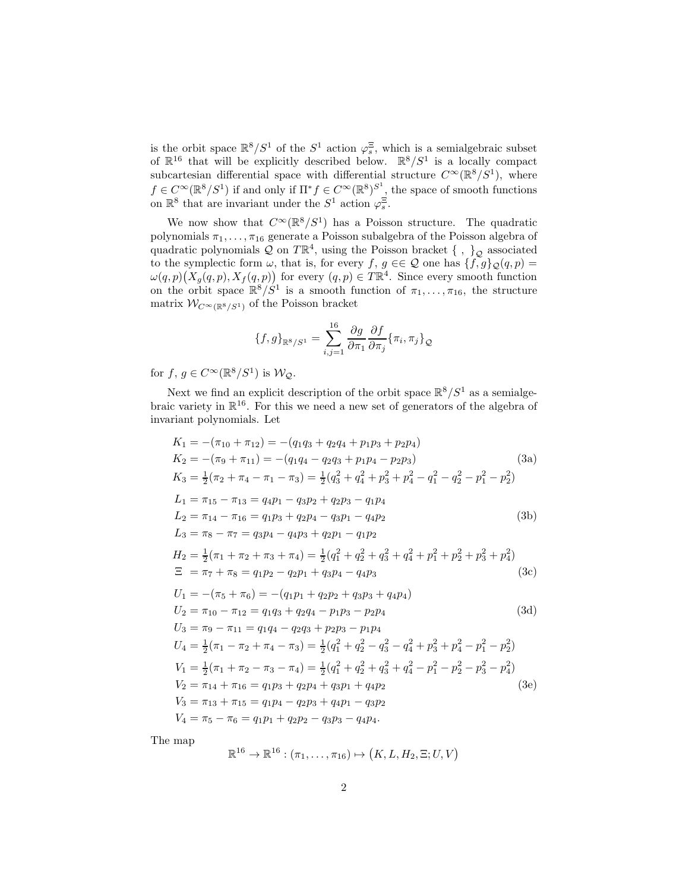is the orbit space $\mathbb{R}^8/S^1$ of the $S^1$ action $\varphi^{\Xi}_s$, which is a semialgebraic subset of $\mathbb{R}^{16}$ that will be explicitly described below. $\mathbb{R}^8/S^1$ is a locally compact subcartesian differential space with differential structure $C^\infty(\mathbb{R}^8/S^1)$, where $f \in C^\infty(\mathbb{R}^8/S^1)$ if and only if $\Pi^* f \in C^\infty(\mathbb{R}^8)^{S^1}$, the space of smooth functions on $\mathbb{R}^8$ that are invariant under the $S^1$ action $\varphi^{\Xi}_s$.

We now show that $C^\infty(\mathbb{R}^8/S^1)$ has a Poisson structure. The quadratic polynomials $\pi_1, \ldots, \pi_{16}$ generate a Poisson subalgebra of the Poisson algebra of quadratic polynomials $\mathcal{Q}$ on $T\mathbb{R}^4$, using the Poisson bracket $\{\ ,\ \}_{\mathcal{Q}}$ associated to the symplectic form $\omega$, that is, for every $f,\, g \in\in \mathcal{Q}$ one has $\{f, g\}_{\mathcal{Q}}(q,p) = \omega(q,p)\big(X_g(q,p), X_f(q,p)\big)$ for every $(q,p) \in T\mathbb{R}^4$. Since every smooth function on the orbit space $\mathbb{R}^8/S^1$ is a smooth function of $\pi_1, \ldots, \pi_{16}$, the structure matrix $\mathcal{W}_{C^\infty(\mathbb{R}^8/S^1)}$ of the Poisson bracket

$$\{f, g\}_{\mathbb{R}^8/S^1} = \sum_{i,j=1}^{16} \frac{\partial g}{\partial \pi_1} \frac{\partial f}{\partial \pi_j} \{\pi_i, \pi_j\}_{\mathcal{Q}}$$

for $f,\, g \in C^\infty(\mathbb{R}^8/S^1)$ is $\mathcal{W}_{\mathcal{Q}}$.

Next we find an explicit description of the orbit space $\mathbb{R}^8/S^1$ as a semialgebraic variety in $\mathbb{R}^{16}$. For this we need a new set of generators of the algebra of invariant polynomials. Let

$$\begin{aligned}
K_1 &= -(\pi_{10} + \pi_{12}) = -(q_1q_3 + q_2q_4 + p_1p_3 + p_2p_4) \\
K_2 &= -(\pi_9 + \pi_{11}) = -(q_1q_4 - q_2q_3 + p_1p_4 - p_2p_3) \\
K_3 &= \tfrac{1}{2}(\pi_2 + \pi_4 - \pi_1 - \pi_3) = \tfrac{1}{2}(q_3^2 + q_4^2 + p_3^2 + p_4^2 - q_1^2 - q_2^2 - p_1^2 - p_2^2)
\end{aligned} \tag{3a}$$

$$\begin{aligned}
L_1 &= \pi_{15} - \pi_{13} = q_4p_1 - q_3p_2 + q_2p_3 - q_1p_4 \\
L_2 &= \pi_{14} - \pi_{16} = q_1p_3 + q_2p_4 - q_3p_1 - q_4p_2 \\
L_3 &= \pi_8 - \pi_7 = q_3p_4 - q_4p_3 + q_2p_1 - q_1p_2
\end{aligned} \tag{3b}$$

$$\begin{aligned}
H_2 &= \tfrac{1}{2}(\pi_1 + \pi_2 + \pi_3 + \pi_4) = \tfrac{1}{2}(q_1^2 + q_2^2 + q_3^2 + q_4^2 + p_1^2 + p_2^2 + p_3^2 + p_4^2) \\
\Xi\ &= \pi_7 + \pi_8 = q_1p_2 - q_2p_1 + q_3p_4 - q_4p_3
\end{aligned} \tag{3c}$$

$$\begin{aligned}
U_1 &= -(\pi_5 + \pi_6) = -(q_1p_1 + q_2p_2 + q_3p_3 + q_4p_4) \\
U_2 &= \pi_{10} - \pi_{12} = q_1q_3 + q_2q_4 - p_1p_3 - p_2p_4 \\
U_3 &= \pi_9 - \pi_{11} = q_1q_4 - q_2q_3 + p_2p_3 - p_1p_4 \\
U_4 &= \tfrac{1}{2}(\pi_1 - \pi_2 + \pi_4 - \pi_3) = \tfrac{1}{2}(q_1^2 + q_2^2 - q_3^2 - q_4^2 + p_3^2 + p_4^2 - p_1^2 - p_2^2)
\end{aligned} \tag{3d}$$

$$\begin{aligned}
V_1 &= \tfrac{1}{2}(\pi_1 + \pi_2 - \pi_3 - \pi_4) = \tfrac{1}{2}(q_1^2 + q_2^2 + q_3^2 + q_4^2 - p_1^2 - p_2^2 - p_3^2 - p_4^2) \\
V_2 &= \pi_{14} + \pi_{16} = q_1p_3 + q_2p_4 + q_3p_1 + q_4p_2 \\
V_3 &= \pi_{13} + \pi_{15} = q_1p_4 - q_2p_3 + q_4p_1 - q_3p_2 \\
V_4 &= \pi_5 - \pi_6 = q_1p_1 + q_2p_2 - q_3p_3 - q_4p_4.
\end{aligned} \tag{3e}$$

The map

$$\mathbb{R}^{16} \to \mathbb{R}^{16} : (\pi_1, \ldots, \pi_{16}) \mapsto \big(K, L, H_2, \Xi; U, V\big)$$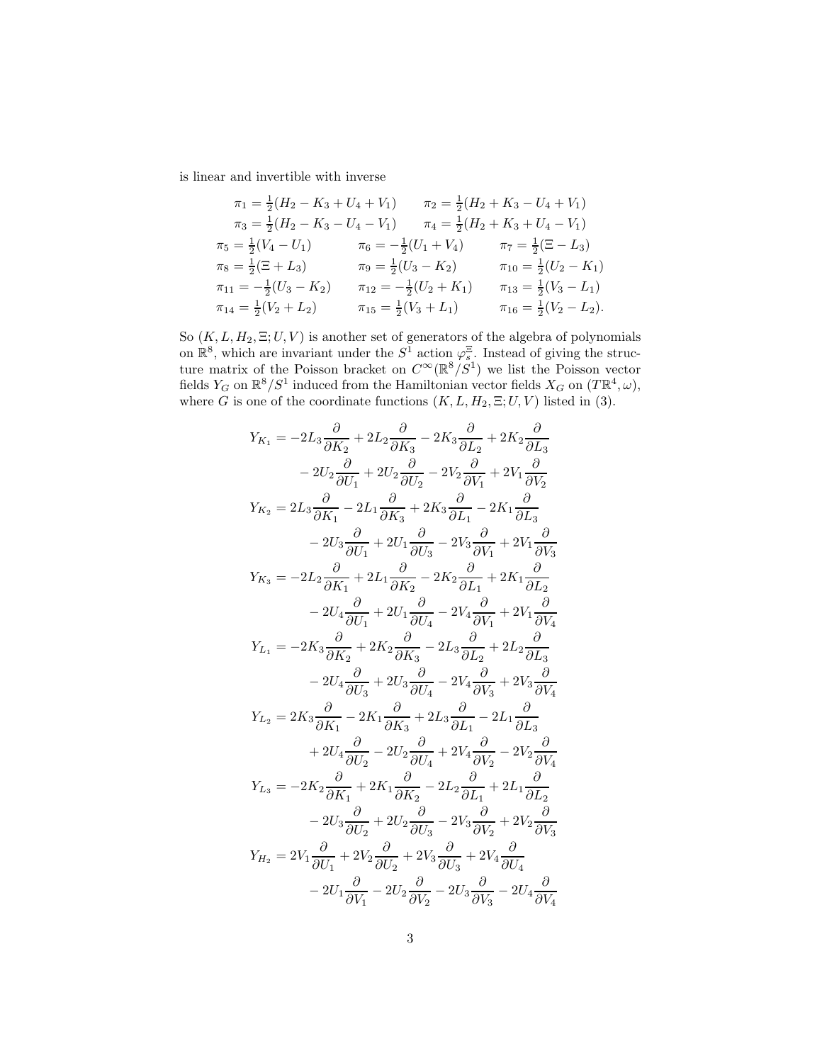is linear and invertible with inverse

$$
\begin{aligned}
&\pi_1 = \tfrac{1}{2}(H_2 - K_3 + U_4 + V_1) \qquad \pi_2 = \tfrac{1}{2}(H_2 + K_3 - U_4 + V_1) \\
&\pi_3 = \tfrac{1}{2}(H_2 - K_3 - U_4 - V_1) \qquad \pi_4 = \tfrac{1}{2}(H_2 + K_3 + U_4 - V_1) \\
&\pi_5 = \tfrac{1}{2}(V_4 - U_1) \qquad \pi_6 = -\tfrac{1}{2}(U_1 + V_4) \qquad \pi_7 = \tfrac{1}{2}(\Xi - L_3) \\
&\pi_8 = \tfrac{1}{2}(\Xi + L_3) \qquad \pi_9 = \tfrac{1}{2}(U_3 - K_2) \qquad \pi_{10} = \tfrac{1}{2}(U_2 - K_1) \\
&\pi_{11} = -\tfrac{1}{2}(U_3 - K_2) \qquad \pi_{12} = -\tfrac{1}{2}(U_2 + K_1) \qquad \pi_{13} = \tfrac{1}{2}(V_3 - L_1) \\
&\pi_{14} = \tfrac{1}{2}(V_2 + L_2) \qquad \pi_{15} = \tfrac{1}{2}(V_3 + L_1) \qquad \pi_{16} = \tfrac{1}{2}(V_2 - L_2).
\end{aligned}
$$

So $(K, L, H_2, \Xi; U, V)$ is another set of generators of the algebra of polynomials on $\mathbb{R}^8$, which are invariant under the $S^1$ action $\varphi^{\Xi}_s$. Instead of giving the structure matrix of the Poisson bracket on $C^\infty(\mathbb{R}^8/S^1)$ we list the Poisson vector fields $Y_G$ on $\mathbb{R}^8/S^1$ induced from the Hamiltonian vector fields $X_G$ on $(T\mathbb{R}^4, \omega)$, where $G$ is one of the coordinate functions $(K, L, H_2, \Xi; U, V)$ listed in (3).

$$
\begin{aligned}
Y_{K_1} &= -2L_3\frac{\partial}{\partial K_2} + 2L_2\frac{\partial}{\partial K_3} - 2K_3\frac{\partial}{\partial L_2} + 2K_2\frac{\partial}{\partial L_3} \\
&\quad - 2U_2\frac{\partial}{\partial U_1} + 2U_2\frac{\partial}{\partial U_2} - 2V_2\frac{\partial}{\partial V_1} + 2V_1\frac{\partial}{\partial V_2} \\
Y_{K_2} &= 2L_3\frac{\partial}{\partial K_1} - 2L_1\frac{\partial}{\partial K_3} + 2K_3\frac{\partial}{\partial L_1} - 2K_1\frac{\partial}{\partial L_3} \\
&\quad - 2U_3\frac{\partial}{\partial U_1} + 2U_1\frac{\partial}{\partial U_3} - 2V_3\frac{\partial}{\partial V_1} + 2V_1\frac{\partial}{\partial V_3} \\
Y_{K_3} &= -2L_2\frac{\partial}{\partial K_1} + 2L_1\frac{\partial}{\partial K_2} - 2K_2\frac{\partial}{\partial L_1} + 2K_1\frac{\partial}{\partial L_2} \\
&\quad - 2U_4\frac{\partial}{\partial U_1} + 2U_1\frac{\partial}{\partial U_4} - 2V_4\frac{\partial}{\partial V_1} + 2V_1\frac{\partial}{\partial V_4} \\
Y_{L_1} &= -2K_3\frac{\partial}{\partial K_2} + 2K_2\frac{\partial}{\partial K_3} - 2L_3\frac{\partial}{\partial L_2} + 2L_2\frac{\partial}{\partial L_3} \\
&\quad - 2U_4\frac{\partial}{\partial U_3} + 2U_3\frac{\partial}{\partial U_4} - 2V_4\frac{\partial}{\partial V_3} + 2V_3\frac{\partial}{\partial V_4} \\
Y_{L_2} &= 2K_3\frac{\partial}{\partial K_1} - 2K_1\frac{\partial}{\partial K_3} + 2L_3\frac{\partial}{\partial L_1} - 2L_1\frac{\partial}{\partial L_3} \\
&\quad + 2U_4\frac{\partial}{\partial U_2} - 2U_2\frac{\partial}{\partial U_4} + 2V_4\frac{\partial}{\partial V_2} - 2V_2\frac{\partial}{\partial V_4} \\
Y_{L_3} &= -2K_2\frac{\partial}{\partial K_1} + 2K_1\frac{\partial}{\partial K_2} - 2L_2\frac{\partial}{\partial L_1} + 2L_1\frac{\partial}{\partial L_2} \\
&\quad - 2U_3\frac{\partial}{\partial U_2} + 2U_2\frac{\partial}{\partial U_3} - 2V_3\frac{\partial}{\partial V_2} + 2V_2\frac{\partial}{\partial V_3} \\
Y_{H_2} &= 2V_1\frac{\partial}{\partial U_1} + 2V_2\frac{\partial}{\partial U_2} + 2V_3\frac{\partial}{\partial U_3} + 2V_4\frac{\partial}{\partial U_4} \\
&\quad - 2U_1\frac{\partial}{\partial V_1} - 2U_2\frac{\partial}{\partial V_2} - 2U_3\frac{\partial}{\partial V_3} - 2U_4\frac{\partial}{\partial V_4}
\end{aligned}
$$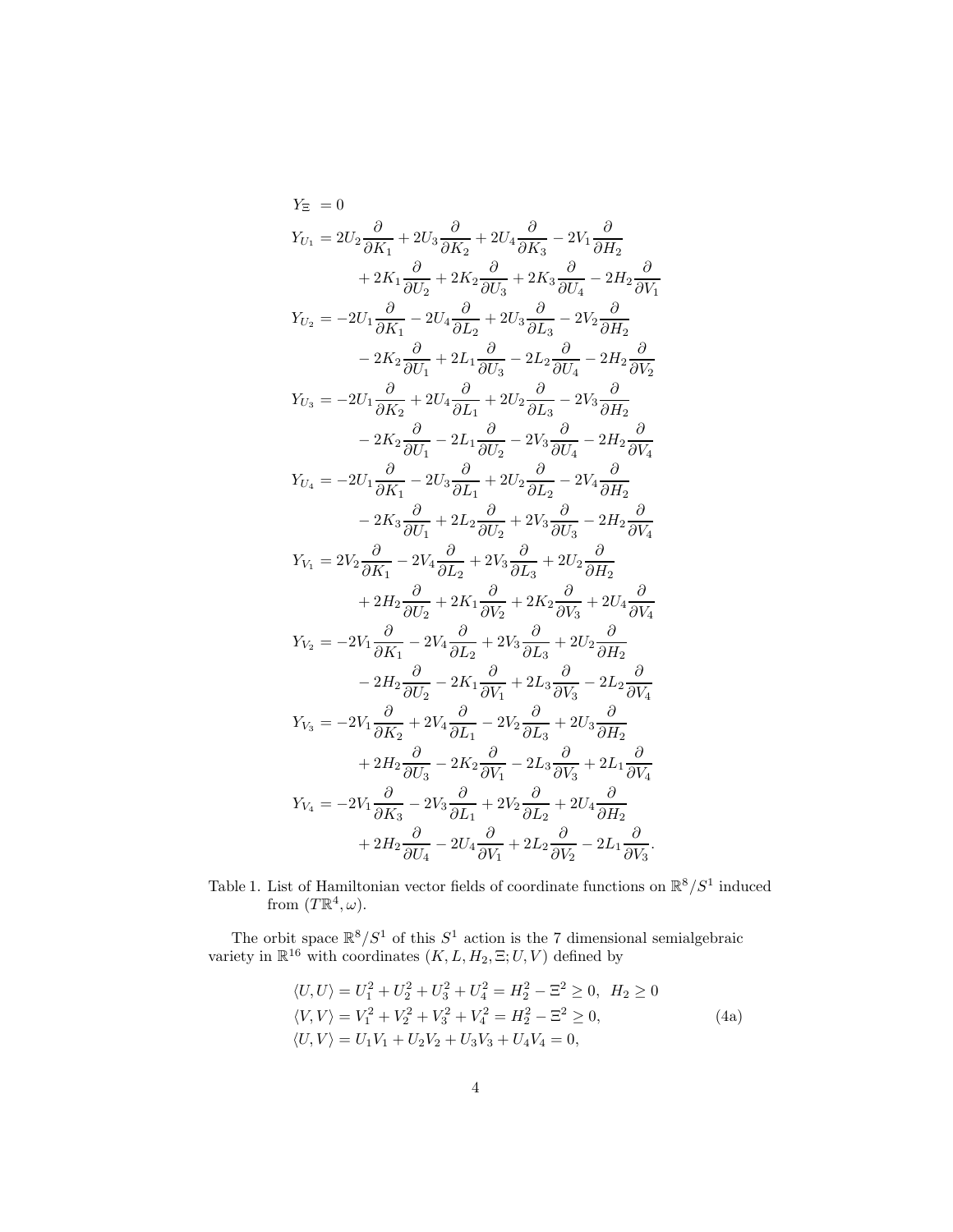$$
\begin{aligned}
Y_\Xi &= 0 \\
Y_{U_1} &= 2U_2\frac{\partial}{\partial K_1} + 2U_3\frac{\partial}{\partial K_2} + 2U_4\frac{\partial}{\partial K_3} - 2V_1\frac{\partial}{\partial H_2} \\
&\quad + 2K_1\frac{\partial}{\partial U_2} + 2K_2\frac{\partial}{\partial U_3} + 2K_3\frac{\partial}{\partial U_4} - 2H_2\frac{\partial}{\partial V_1} \\
Y_{U_2} &= -2U_1\frac{\partial}{\partial K_1} - 2U_4\frac{\partial}{\partial L_2} + 2U_3\frac{\partial}{\partial L_3} - 2V_2\frac{\partial}{\partial H_2} \\
&\quad - 2K_2\frac{\partial}{\partial U_1} + 2L_1\frac{\partial}{\partial U_3} - 2L_2\frac{\partial}{\partial U_4} - 2H_2\frac{\partial}{\partial V_2} \\
Y_{U_3} &= -2U_1\frac{\partial}{\partial K_2} + 2U_4\frac{\partial}{\partial L_1} + 2U_2\frac{\partial}{\partial L_3} - 2V_3\frac{\partial}{\partial H_2} \\
&\quad - 2K_2\frac{\partial}{\partial U_1} - 2L_1\frac{\partial}{\partial U_2} - 2V_3\frac{\partial}{\partial U_4} - 2H_2\frac{\partial}{\partial V_4} \\
Y_{U_4} &= -2U_1\frac{\partial}{\partial K_1} - 2U_3\frac{\partial}{\partial L_1} + 2U_2\frac{\partial}{\partial L_2} - 2V_4\frac{\partial}{\partial H_2} \\
&\quad - 2K_3\frac{\partial}{\partial U_1} + 2L_2\frac{\partial}{\partial U_2} + 2V_3\frac{\partial}{\partial U_3} - 2H_2\frac{\partial}{\partial V_4} \\
Y_{V_1} &= 2V_2\frac{\partial}{\partial K_1} - 2V_4\frac{\partial}{\partial L_2} + 2V_3\frac{\partial}{\partial L_3} + 2U_2\frac{\partial}{\partial H_2} \\
&\quad + 2H_2\frac{\partial}{\partial U_2} + 2K_1\frac{\partial}{\partial V_2} + 2K_2\frac{\partial}{\partial V_3} + 2U_4\frac{\partial}{\partial V_4} \\
Y_{V_2} &= -2V_1\frac{\partial}{\partial K_1} - 2V_4\frac{\partial}{\partial L_2} + 2V_3\frac{\partial}{\partial L_3} + 2U_2\frac{\partial}{\partial H_2} \\
&\quad - 2H_2\frac{\partial}{\partial U_2} - 2K_1\frac{\partial}{\partial V_1} + 2L_3\frac{\partial}{\partial V_3} - 2L_2\frac{\partial}{\partial V_4} \\
Y_{V_3} &= -2V_1\frac{\partial}{\partial K_2} + 2V_4\frac{\partial}{\partial L_1} - 2V_2\frac{\partial}{\partial L_3} + 2U_3\frac{\partial}{\partial H_2} \\
&\quad + 2H_2\frac{\partial}{\partial U_3} - 2K_2\frac{\partial}{\partial V_1} - 2L_3\frac{\partial}{\partial V_3} + 2L_1\frac{\partial}{\partial V_4} \\
Y_{V_4} &= -2V_1\frac{\partial}{\partial K_3} - 2V_3\frac{\partial}{\partial L_1} + 2V_2\frac{\partial}{\partial L_2} + 2U_4\frac{\partial}{\partial H_2} \\
&\quad + 2H_2\frac{\partial}{\partial U_4} - 2U_4\frac{\partial}{\partial V_1} + 2L_2\frac{\partial}{\partial V_2} - 2L_1\frac{\partial}{\partial V_3}.
\end{aligned}
$$

Table 1. List of Hamiltonian vector fields of coordinate functions on $\mathbb{R}^8/S^1$ induced from $(T\mathbb{R}^4, \omega)$.

The orbit space $\mathbb{R}^8/S^1$ of this $S^1$ action is the 7 dimensional semialgebraic variety in $\mathbb{R}^{16}$ with coordinates $(K, L, H_2, \Xi; U, V)$ defined by

$$
\begin{aligned}
\langle U, U\rangle &= U_1^2 + U_2^2 + U_3^2 + U_4^2 = H_2^2 - \Xi^2 \geq 0, \;\; H_2 \geq 0 \\
\langle V, V\rangle &= V_1^2 + V_2^2 + V_3^2 + V_4^2 = H_2^2 - \Xi^2 \geq 0, \\
\langle U, V\rangle &= U_1V_1 + U_2V_2 + U_3V_3 + U_4V_4 = 0,
\end{aligned}
\tag{4a}
$$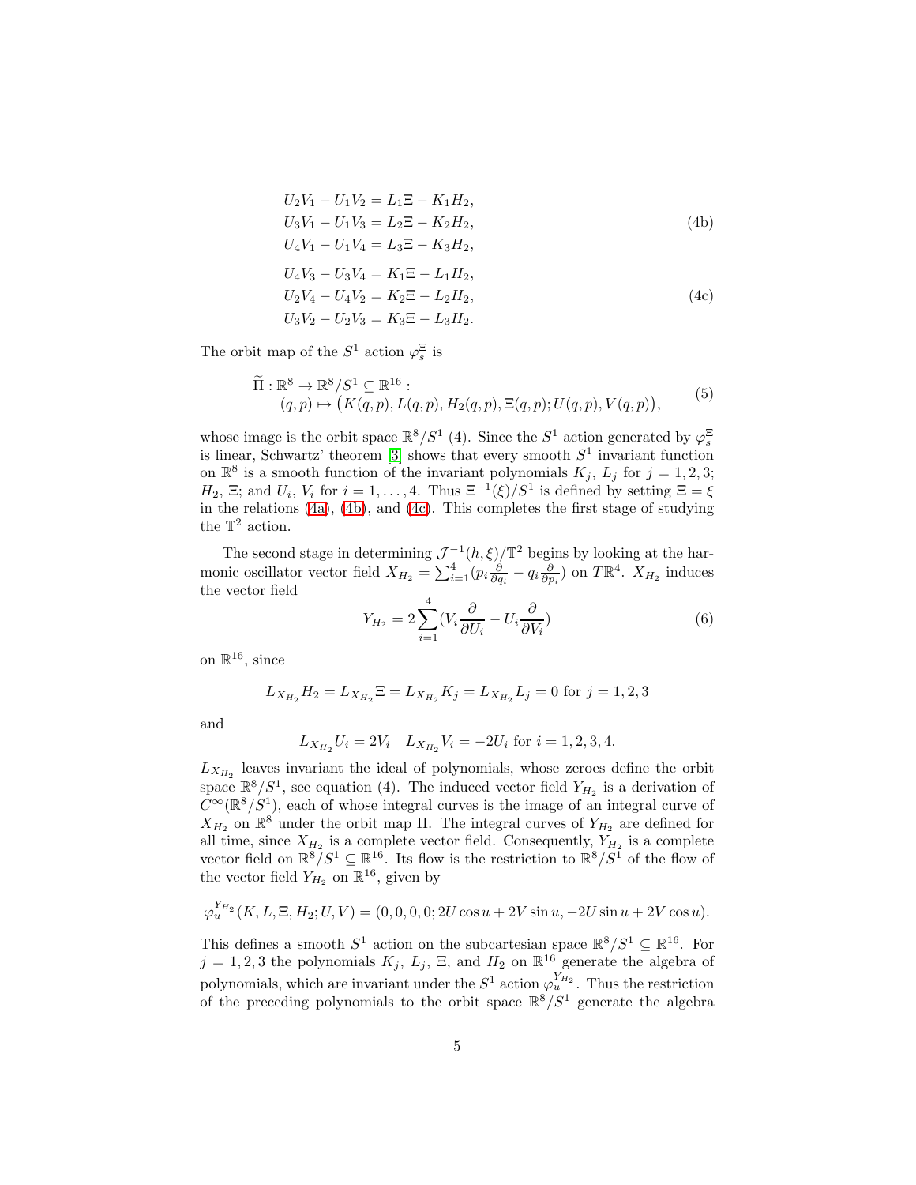$$
\begin{aligned}
U_2V_1 - U_1V_2 &= L_1\Xi - K_1H_2, \\
U_3V_1 - U_1V_3 &= L_2\Xi - K_2H_2, \\
U_4V_1 - U_1V_4 &= L_3\Xi - K_3H_2,
\end{aligned} \tag{4b}
$$

$$
\begin{aligned}
U_4V_3 - U_3V_4 &= K_1\Xi - L_1H_2, \\
U_2V_4 - U_4V_2 &= K_2\Xi - L_2H_2, \\
U_3V_2 - U_2V_3 &= K_3\Xi - L_3H_2.
\end{aligned} \tag{4c}
$$

The orbit map of the $S^1$ action $\varphi_s^{\Xi}$ is

$$
\begin{aligned}
\widetilde{\Pi} : \mathbb{R}^8 \to \mathbb{R}^8/S^1 \subseteq \mathbb{R}^{16} : \\
(q,p) \mapsto \big(K(q,p), L(q,p), H_2(q,p), \Xi(q,p); U(q,p), V(q,p)\big),
\end{aligned} \tag{5}
$$

whose image is the orbit space $\mathbb{R}^8/S^1$ (4). Since the $S^1$ action generated by $\varphi_s^{\Xi}$ is linear, Schwartz' theorem [3] shows that every smooth $S^1$ invariant function on $\mathbb{R}^8$ is a smooth function of the invariant polynomials $K_j$, $L_j$ for $j = 1, 2, 3$; $H_2$, $\Xi$; and $U_i$, $V_i$ for $i = 1, \ldots, 4$. Thus $\Xi^{-1}(\xi)/S^1$ is defined by setting $\Xi = \xi$ in the relations (4a), (4b), and (4c). This completes the first stage of studying the $\mathbb{T}^2$ action.

The second stage in determining $\mathcal{J}^{-1}(h,\xi)/\mathbb{T}^2$ begins by looking at the harmonic oscillator vector field $X_{H_2} = \sum_{i=1}^{4}(p_i \frac{\partial}{\partial q_i} - q_i \frac{\partial}{\partial p_i})$ on $T\mathbb{R}^4$. $X_{H_2}$ induces the vector field

$$
Y_{H_2} = 2\sum_{i=1}^{4}(V_i \frac{\partial}{\partial U_i} - U_i \frac{\partial}{\partial V_i}) \tag{6}
$$

on $\mathbb{R}^{16}$, since

$$
L_{X_{H_2}} H_2 = L_{X_{H_2}} \Xi = L_{X_{H_2}} K_j = L_{X_{H_2}} L_j = 0 \text{ for } j = 1, 2, 3
$$

and

$$
L_{X_{H_2}} U_i = 2V_i \quad L_{X_{H_2}} V_i = -2U_i \text{ for } i = 1, 2, 3, 4.
$$

$L_{X_{H_2}}$ leaves invariant the ideal of polynomials, whose zeroes define the orbit space $\mathbb{R}^8/S^1$, see equation (4). The induced vector field $Y_{H_2}$ is a derivation of $C^\infty(\mathbb{R}^8/S^1)$, each of whose integral curves is the image of an integral curve of $X_{H_2}$ on $\mathbb{R}^8$ under the orbit map $\Pi$. The integral curves of $Y_{H_2}$ are defined for all time, since $X_{H_2}$ is a complete vector field. Consequently, $Y_{H_2}$ is a complete vector field on $\mathbb{R}^8/S^1 \subseteq \mathbb{R}^{16}$. Its flow is the restriction to $\mathbb{R}^8/S^1$ of the flow of the vector field $Y_{H_2}$ on $\mathbb{R}^{16}$, given by

$$
\varphi_u^{Y_{H_2}}(K, L, \Xi, H_2; U, V) = (0, 0, 0, 0; 2U\cos u + 2V\sin u, -2U\sin u + 2V\cos u).
$$

This defines a smooth $S^1$ action on the subcartesian space $\mathbb{R}^8/S^1 \subseteq \mathbb{R}^{16}$. For $j = 1, 2, 3$ the polynomials $K_j$, $L_j$, $\Xi$, and $H_2$ on $\mathbb{R}^{16}$ generate the algebra of polynomials, which are invariant under the $S^1$ action $\varphi_u^{Y_{H_2}}$. Thus the restriction of the preceding polynomials to the orbit space $\mathbb{R}^8/S^1$ generate the algebra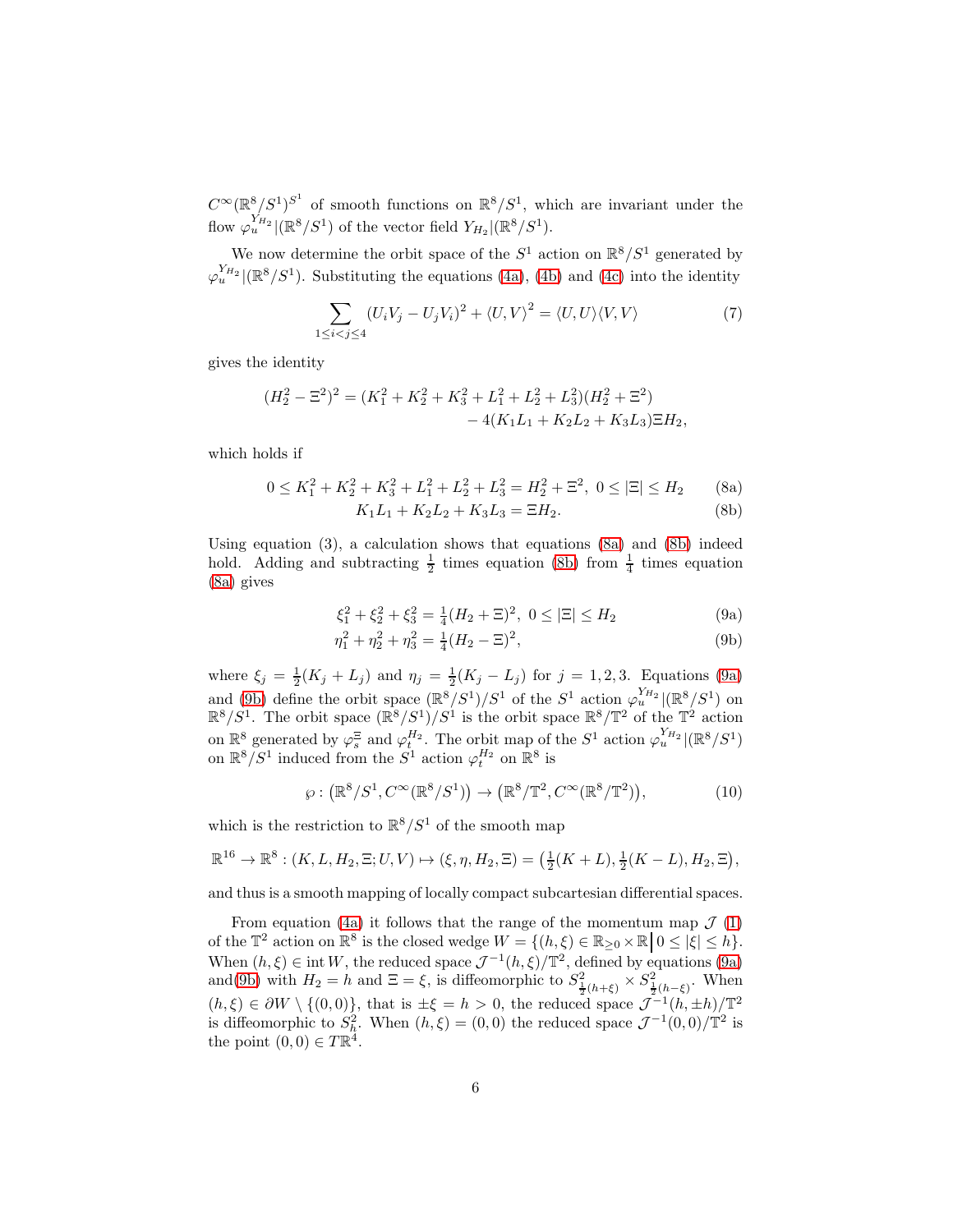$C^\infty(\mathbb{R}^8/S^1)^{S^1}$ of smooth functions on $\mathbb{R}^8/S^1$, which are invariant under the flow $\varphi_u^{Y_{H_2}}|(\mathbb{R}^8/S^1)$ of the vector field $Y_{H_2}|(\mathbb{R}^8/S^1)$.

We now determine the orbit space of the $S^1$ action on $\mathbb{R}^8/S^1$ generated by $\varphi_u^{Y_{H_2}}|(\mathbb{R}^8/S^1)$. Substituting the equations (4a), (4b) and (4c) into the identity

$$\sum_{1\le i<j\le 4} (U_iV_j - U_jV_i)^2 + \langle U, V\rangle^2 = \langle U, U\rangle\langle V, V\rangle \tag{7}$$

gives the identity

$$(H_2^2 - \Xi^2)^2 = (K_1^2 + K_2^2 + K_3^2 + L_1^2 + L_2^2 + L_3^2)(H_2^2 + \Xi^2) \\ - 4(K_1L_1 + K_2L_2 + K_3L_3)\Xi H_2,$$

which holds if

$$0 \le K_1^2 + K_2^2 + K_3^2 + L_1^2 + L_2^2 + L_3^2 = H_2^2 + \Xi^2,\ 0 \le |\Xi| \le H_2 \tag{8a}$$

$$K_1L_1 + K_2L_2 + K_3L_3 = \Xi H_2. \tag{8b}$$

Using equation (3), a calculation shows that equations (8a) and (8b) indeed hold. Adding and subtracting $\frac{1}{2}$ times equation (8b) from $\frac{1}{4}$ times equation (8a) gives

$$\xi_1^2 + \xi_2^2 + \xi_3^2 = \tfrac{1}{4}(H_2 + \Xi)^2,\ 0 \le |\Xi| \le H_2 \tag{9a}$$

$$\eta_1^2 + \eta_2^2 + \eta_3^2 = \tfrac{1}{4}(H_2 - \Xi)^2, \tag{9b}$$

where $\xi_j = \frac{1}{2}(K_j + L_j)$ and $\eta_j = \frac{1}{2}(K_j - L_j)$ for $j = 1, 2, 3$. Equations (9a) and (9b) define the orbit space $(\mathbb{R}^8/S^1)/S^1$ of the $S^1$ action $\varphi_u^{Y_{H_2}}|(\mathbb{R}^8/S^1)$ on $\mathbb{R}^8/S^1$. The orbit space $(\mathbb{R}^8/S^1)/S^1$ is the orbit space $\mathbb{R}^8/\mathbb{T}^2$ of the $\mathbb{T}^2$ action on $\mathbb{R}^8$ generated by $\varphi_s^{\Xi}$ and $\varphi_t^{H_2}$. The orbit map of the $S^1$ action $\varphi_u^{Y_{H_2}}|(\mathbb{R}^8/S^1)$ on $\mathbb{R}^8/S^1$ induced from the $S^1$ action $\varphi_t^{H_2}$ on $\mathbb{R}^8$ is

$$\wp : \big(\mathbb{R}^8/S^1, C^\infty(\mathbb{R}^8/S^1)\big) \to \big(\mathbb{R}^8/\mathbb{T}^2, C^\infty(\mathbb{R}^8/\mathbb{T}^2)\big), \tag{10}$$

which is the restriction to $\mathbb{R}^8/S^1$ of the smooth map

$$\mathbb{R}^{16} \to \mathbb{R}^8 : (K, L, H_2, \Xi; U, V) \mapsto (\xi, \eta, H_2, \Xi) = \big(\tfrac{1}{2}(K + L), \tfrac{1}{2}(K - L), H_2, \Xi\big),$$

and thus is a smooth mapping of locally compact subcartesian differential spaces.

From equation (4a) it follows that the range of the momentum map $\mathcal{J}$ (1) of the $\mathbb{T}^2$ action on $\mathbb{R}^8$ is the closed wedge $W = \{(h, \xi) \in \mathbb{R}_{\ge 0} \times \mathbb{R}\,\big|\, 0 \le |\xi| \le h\}$. When $(h, \xi) \in \operatorname{int} W$, the reduced space $\mathcal{J}^{-1}(h, \xi)/\mathbb{T}^2$, defined by equations (9a) and (9b) with $H_2 = h$ and $\Xi = \xi$, is diffeomorphic to $S^2_{\frac{1}{2}(h+\xi)} \times S^2_{\frac{1}{2}(h-\xi)}$. When $(h, \xi) \in \partial W \setminus \{(0, 0)\}$, that is $\pm\xi = h > 0$, the reduced space $\mathcal{J}^{-1}(h, \pm h)/\mathbb{T}^2$ is diffeomorphic to $S^2_h$. When $(h, \xi) = (0, 0)$ the reduced space $\mathcal{J}^{-1}(0, 0)/\mathbb{T}^2$ is the point $(0, 0) \in T\mathbb{R}^4$.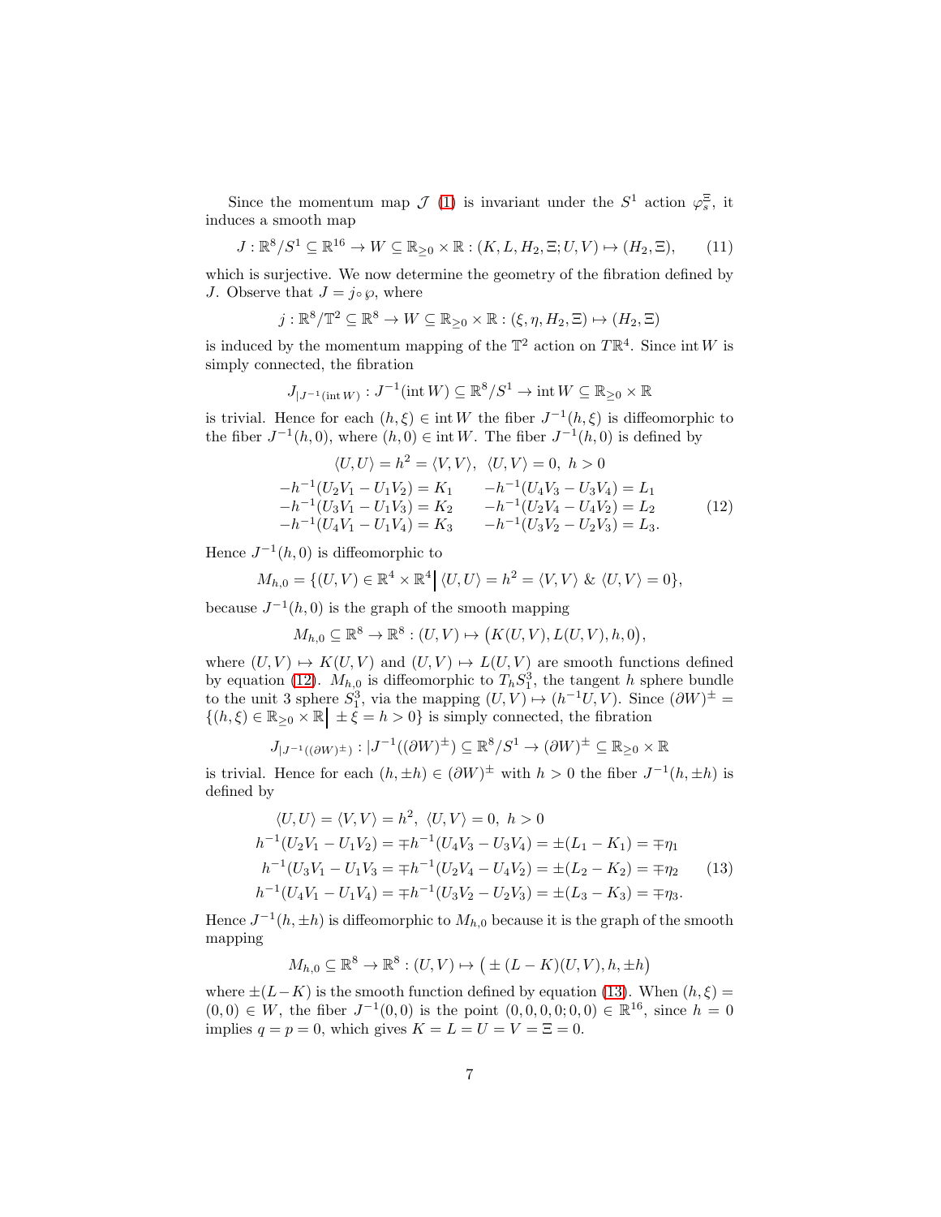Since the momentum map $\mathcal{J}$ (1) is invariant under the $S^1$ action $\varphi_s^{\Xi}$, it induces a smooth map

$$J : \mathbb{R}^8/S^1 \subseteq \mathbb{R}^{16} \rightarrow W \subseteq \mathbb{R}_{\geq 0} \times \mathbb{R} : (K, L, H_2, \Xi; U, V) \mapsto (H_2, \Xi), \tag{11}$$

which is surjective. We now determine the geometry of the fibration defined by $J$. Observe that $J = j \circ \wp$, where

$$j : \mathbb{R}^8/\mathbb{T}^2 \subseteq \mathbb{R}^8 \rightarrow W \subseteq \mathbb{R}_{\geq 0} \times \mathbb{R} : (\xi, \eta, H_2, \Xi) \mapsto (H_2, \Xi)$$

is induced by the momentum mapping of the $\mathbb{T}^2$ action on $T\mathbb{R}^4$. Since $\operatorname{int} W$ is simply connected, the fibration

$$J_{|J^{-1}(\operatorname{int} W)} : J^{-1}(\operatorname{int} W) \subseteq \mathbb{R}^8/S^1 \rightarrow \operatorname{int} W \subseteq \mathbb{R}_{\geq 0} \times \mathbb{R}$$

is trivial. Hence for each $(h, \xi) \in \operatorname{int} W$ the fiber $J^{-1}(h, \xi)$ is diffeomorphic to the fiber $J^{-1}(h, 0)$, where $(h, 0) \in \operatorname{int} W$. The fiber $J^{-1}(h, 0)$ is defined by

$$\begin{array}{ll}
\multicolumn{2}{c}{\langle U, U\rangle = h^2 = \langle V, V\rangle, \;\; \langle U, V\rangle = 0, \;\; h > 0} \\
-h^{-1}(U_2V_1 - U_1V_2) = K_1 & -h^{-1}(U_4V_3 - U_3V_4) = L_1 \\
-h^{-1}(U_3V_1 - U_1V_3) = K_2 & -h^{-1}(U_2V_4 - U_4V_2) = L_2 \\
-h^{-1}(U_4V_1 - U_1V_4) = K_3 & -h^{-1}(U_3V_2 - U_2V_3) = L_3.
\end{array} \tag{12}$$

Hence $J^{-1}(h, 0)$ is diffeomorphic to

$$M_{h,0} = \{(U, V) \in \mathbb{R}^4 \times \mathbb{R}^4 \,\big|\, \langle U, U\rangle = h^2 = \langle V, V\rangle \;\&\; \langle U, V\rangle = 0\},$$

because $J^{-1}(h, 0)$ is the graph of the smooth mapping

$$M_{h,0} \subseteq \mathbb{R}^8 \rightarrow \mathbb{R}^8 : (U, V) \mapsto \big(K(U, V), L(U, V), h, 0\big),$$

where $(U, V) \mapsto K(U, V)$ and $(U, V) \mapsto L(U, V)$ are smooth functions defined by equation (12). $M_{h,0}$ is diffeomorphic to $T_h S_1^3$, the tangent $h$ sphere bundle to the unit 3 sphere $S_1^3$, via the mapping $(U, V) \mapsto (h^{-1}U, V)$. Since $(\partial W)^{\pm} = \{(h, \xi) \in \mathbb{R}_{\geq 0} \times \mathbb{R} \,\big|\, \pm\xi = h > 0\}$ is simply connected, the fibration

$$J_{|J^{-1}((\partial W)^{\pm})} : |J^{-1}((\partial W)^{\pm}) \subseteq \mathbb{R}^8/S^1 \rightarrow (\partial W)^{\pm} \subseteq \mathbb{R}_{\geq 0} \times \mathbb{R}$$

is trivial. Hence for each $(h, \pm h) \in (\partial W)^{\pm}$ with $h > 0$ the fiber $J^{-1}(h, \pm h)$ is defined by

$$\begin{aligned}
\langle U, U\rangle = \langle V, V\rangle = h^2, \;\; \langle U, V\rangle = 0, \;\; h > 0 \\
h^{-1}(U_2V_1 - U_1V_2) = \mp h^{-1}(U_4V_3 - U_3V_4) = \pm(L_1 - K_1) = \mp\eta_1 \\
h^{-1}(U_3V_1 - U_1V_3) = \mp h^{-1}(U_2V_4 - U_4V_2) = \pm(L_2 - K_2) = \mp\eta_2 \\
h^{-1}(U_4V_1 - U_1V_4) = \mp h^{-1}(U_3V_2 - U_2V_3) = \pm(L_3 - K_3) = \mp\eta_3.
\end{aligned} \tag{13}$$

Hence $J^{-1}(h, \pm h)$ is diffeomorphic to $M_{h,0}$ because it is the graph of the smooth mapping

$$M_{h,0} \subseteq \mathbb{R}^8 \rightarrow \mathbb{R}^8 : (U, V) \mapsto \big(\pm(L - K)(U, V), h, \pm h\big)$$

where $\pm(L-K)$ is the smooth function defined by equation (13). When $(h, \xi) = (0, 0) \in W$, the fiber $J^{-1}(0, 0)$ is the point $(0, 0, 0, 0; 0, 0) \in \mathbb{R}^{16}$, since $h = 0$ implies $q = p = 0$, which gives $K = L = U = V = \Xi = 0$.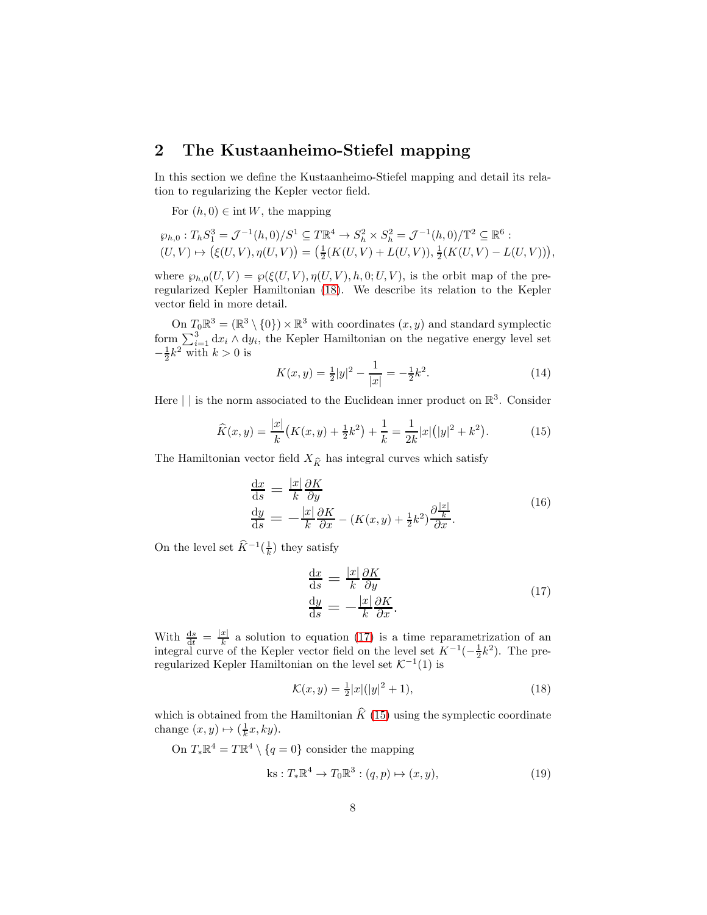## 2 The Kustaanheimo-Stiefel mapping

In this section we define the Kustaanheimo-Stiefel mapping and detail its relation to regularizing the Kepler vector field.

For $(h, 0) \in \operatorname{int} W$, the mapping

$$
\begin{aligned}
&\wp_{h,0} : T_h S^3_1 = \mathcal{J}^{-1}(h,0)/S^1 \subseteq T\mathbb{R}^4 \to S^2_h \times S^2_h = \mathcal{J}^{-1}(h,0)/\mathbb{T}^2 \subseteq \mathbb{R}^6 : \\
&(U, V) \mapsto \big(\xi(U,V), \eta(U,V)\big) = \big(\tfrac{1}{2}(K(U,V) + L(U,V)), \tfrac{1}{2}(K(U,V) - L(U,V))\big),
\end{aligned}
$$

where $\wp_{h,0}(U,V) = \wp(\xi(U,V), \eta(U,V), h, 0; U, V)$, is the orbit map of the preregularized Kepler Hamiltonian (18). We describe its relation to the Kepler vector field in more detail.

On $T_0\mathbb{R}^3 = (\mathbb{R}^3 \setminus \{0\}) \times \mathbb{R}^3$ with coordinates $(x, y)$ and standard symplectic form $\sum_{i=1}^3 \mathrm{d}x_i \wedge \mathrm{d}y_i$, the Kepler Hamiltonian on the negative energy level set $-\frac{1}{2}k^2$ with $k > 0$ is

$$
K(x,y) = \tfrac{1}{2}|y|^2 - \frac{1}{|x|} = -\tfrac{1}{2}k^2. \tag{14}
$$

Here $|\ |$ is the norm associated to the Euclidean inner product on $\mathbb{R}^3$. Consider

$$
\widehat{K}(x,y) = \frac{|x|}{k}\big(K(x,y) + \tfrac{1}{2}k^2\big) + \frac{1}{k} = \frac{1}{2k}|x|\big(|y|^2 + k^2\big). \tag{15}
$$

The Hamiltonian vector field $X_{\widehat{K}}$ has integral curves which satisfy

$$
\begin{aligned}
\frac{\mathrm{d}x}{\mathrm{d}s} &= \frac{|x|}{k}\frac{\partial K}{\partial y} \\
\frac{\mathrm{d}y}{\mathrm{d}s} &= -\frac{|x|}{k}\frac{\partial K}{\partial x} - (K(x,y) + \tfrac{1}{2}k^2)\frac{\partial \frac{|x|}{k}}{\partial x}.
\end{aligned} \tag{16}
$$

On the level set $\widehat{K}^{-1}(\frac{1}{k})$ they satisfy

$$
\begin{aligned}
\frac{\mathrm{d}x}{\mathrm{d}s} &= \frac{|x|}{k}\frac{\partial K}{\partial y} \\
\frac{\mathrm{d}y}{\mathrm{d}s} &= -\frac{|x|}{k}\frac{\partial K}{\partial x}.
\end{aligned} \tag{17}
$$

With $\frac{\mathrm{d}s}{\mathrm{d}t} = \frac{|x|}{k}$ a solution to equation (17) is a time reparametrization of an integral curve of the Kepler vector field on the level set $K^{-1}(-\frac{1}{2}k^2)$. The preregularized Kepler Hamiltonian on the level set $\mathcal{K}^{-1}(1)$ is

$$
\mathcal{K}(x,y) = \tfrac{1}{2}|x|(|y|^2 + 1), \tag{18}
$$

which is obtained from the Hamiltonian $\widehat{K}$ (15) using the symplectic coordinate change $(x,y) \mapsto (\frac{1}{k}x, ky)$.

On $T_*\mathbb{R}^4 = T\mathbb{R}^4 \setminus \{q = 0\}$ consider the mapping

$$
\mathrm{ks} : T_*\mathbb{R}^4 \to T_0\mathbb{R}^3 : (q,p) \mapsto (x,y), \tag{19}
$$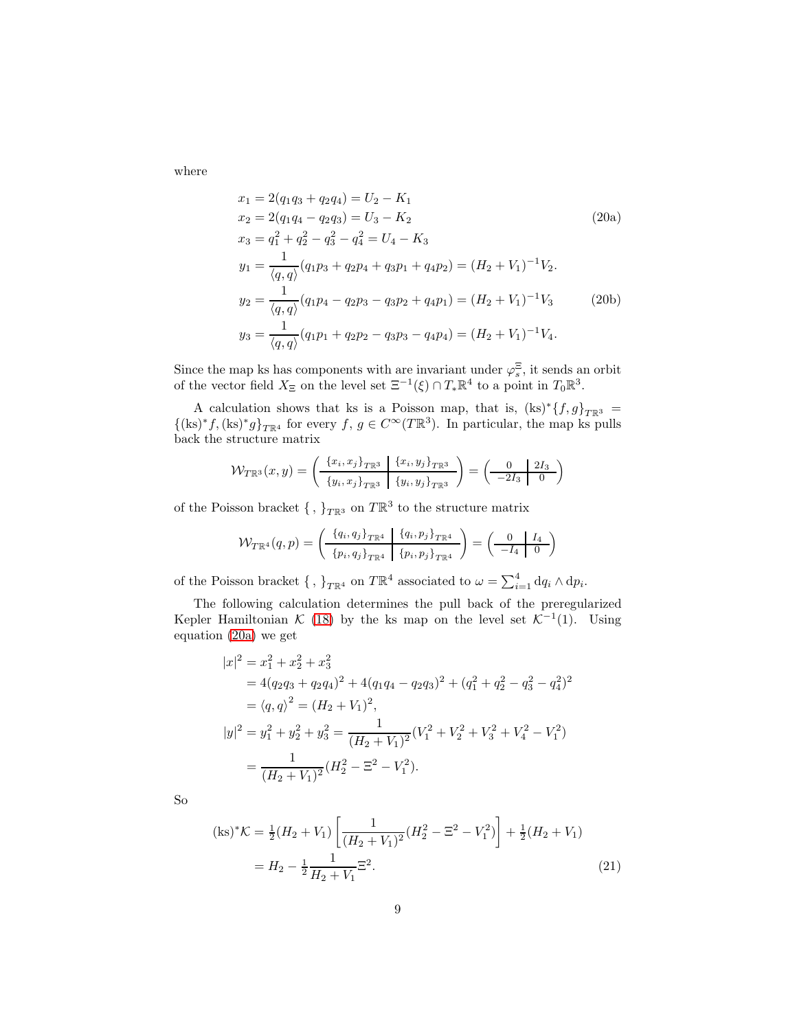where

$$
\begin{aligned}
x_1 &= 2(q_1q_3 + q_2q_4) = U_2 - K_1 \\
x_2 &= 2(q_1q_4 - q_2q_3) = U_3 - K_2 \\
x_3 &= q_1^2 + q_2^2 - q_3^2 - q_4^2 = U_4 - K_3
\end{aligned}
\tag{20a}
$$

$$
\begin{aligned}
y_1 &= \frac{1}{\langle q,q\rangle}(q_1p_3 + q_2p_4 + q_3p_1 + q_4p_2) = (H_2+V_1)^{-1}V_2. \\
y_2 &= \frac{1}{\langle q,q\rangle}(q_1p_4 - q_2p_3 - q_3p_2 + q_4p_1) = (H_2+V_1)^{-1}V_3 \\
y_3 &= \frac{1}{\langle q,q\rangle}(q_1p_1 + q_2p_2 - q_3p_3 - q_4p_4) = (H_2+V_1)^{-1}V_4.
\end{aligned}
\tag{20b}
$$

Since the map ks has components with are invariant under $\varphi_s^{\Xi}$, it sends an orbit of the vector field $X_{\Xi}$ on the level set $\Xi^{-1}(\xi) \cap T_*\mathbb{R}^4$ to a point in $T_0\mathbb{R}^3$.

A calculation shows that ks is a Poisson map, that is, $(\mathrm{ks})^*\{f,g\}_{T\mathbb{R}^3} = \{(\mathrm{ks})^*f, (\mathrm{ks})^*g\}_{T\mathbb{R}^4}$ for every $f,\, g \in C^\infty(T\mathbb{R}^3)$. In particular, the map ks pulls back the structure matrix

$$
\mathcal{W}_{T\mathbb{R}^3}(x,y) = \left(\begin{array}{c|c} \{x_i,x_j\}_{T\mathbb{R}^3} & \{x_i,y_j\}_{T\mathbb{R}^3} \\ \hline \{y_i,x_j\}_{T\mathbb{R}^3} & \{y_i,y_j\}_{T\mathbb{R}^3} \end{array}\right) = \left(\begin{array}{c|c} 0 & 2I_3 \\ \hline -2I_3 & 0 \end{array}\right)
$$

of the Poisson bracket $\{\,,\,\}_{T\mathbb{R}^3}$ on $T\mathbb{R}^3$ to the structure matrix

$$
\mathcal{W}_{T\mathbb{R}^4}(q,p) = \left(\begin{array}{c|c} \{q_i,q_j\}_{T\mathbb{R}^4} & \{q_i,p_j\}_{T\mathbb{R}^4} \\ \hline \{p_i,q_j\}_{T\mathbb{R}^4} & \{p_i,p_j\}_{T\mathbb{R}^4} \end{array}\right) = \left(\begin{array}{c|c} 0 & I_4 \\ \hline -I_4 & 0 \end{array}\right)
$$

of the Poisson bracket $\{\,,\,\}_{T\mathbb{R}^4}$ on $T\mathbb{R}^4$ associated to $\omega = \sum_{i=1}^4 \mathrm{d}q_i \wedge \mathrm{d}p_i$.

The following calculation determines the pull back of the preregularized Kepler Hamiltonian $\mathcal{K}$ (18) by the ks map on the level set $\mathcal{K}^{-1}(1)$. Using equation (20a) we get

$$
\begin{aligned}
|x|^2 &= x_1^2 + x_2^2 + x_3^2 \\
&= 4(q_2q_3 + q_2q_4)^2 + 4(q_1q_4 - q_2q_3)^2 + (q_1^2 + q_2^2 - q_3^2 - q_4^2)^2 \\
&= \langle q,q\rangle^2 = (H_2+V_1)^2, \\
|y|^2 &= y_1^2 + y_2^2 + y_3^2 = \frac{1}{(H_2+V_1)^2}(V_1^2 + V_2^2 + V_3^2 + V_4^2 - V_1^2) \\
&= \frac{1}{(H_2+V_1)^2}(H_2^2 - \Xi^2 - V_1^2).
\end{aligned}
$$

So

$$
\begin{aligned}
(\mathrm{ks})^*\mathcal{K} &= \tfrac{1}{2}(H_2+V_1)\left[\frac{1}{(H_2+V_1)^2}(H_2^2 - \Xi^2 - V_1^2)\right] + \tfrac{1}{2}(H_2+V_1) \\
&= H_2 - \tfrac{1}{2}\frac{1}{H_2+V_1}\Xi^2.
\end{aligned}
\tag{21}
$$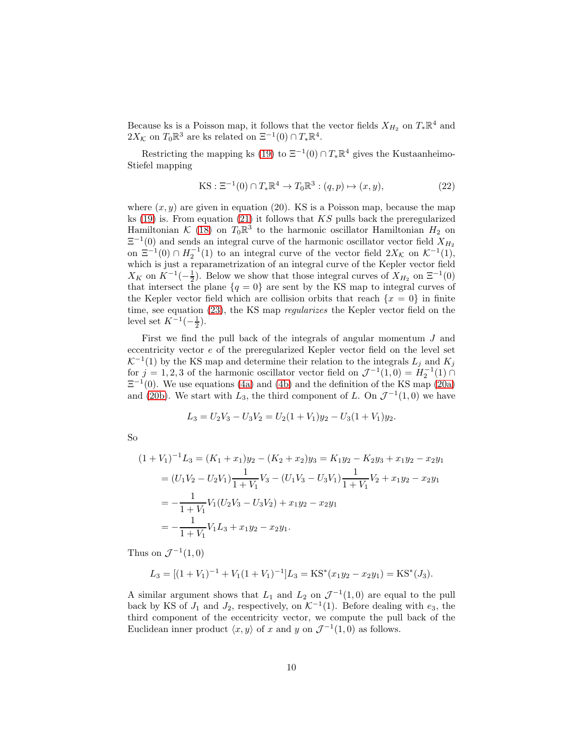Because ks is a Poisson map, it follows that the vector fields $X_{H_2}$ on $T_*\mathbb{R}^4$ and $2X_{\mathcal{K}}$ on $T_0\mathbb{R}^3$ are ks related on $\Xi^{-1}(0) \cap T_*\mathbb{R}^4$.

Restricting the mapping ks (19) to $\Xi^{-1}(0) \cap T_*\mathbb{R}^4$ gives the Kustaanheimo-Stiefel mapping

$$\mathrm{KS} : \Xi^{-1}(0) \cap T_*\mathbb{R}^4 \to T_0\mathbb{R}^3 : (q,p) \mapsto (x,y), \tag{22}$$

where $(x,y)$ are given in equation (20). KS is a Poisson map, because the map ks (19) is. From equation (21) it follows that $KS$ pulls back the preregularized Hamiltonian $\mathcal{K}$ (18) on $T_0\mathbb{R}^3$ to the harmonic oscillator Hamiltonian $H_2$ on $\Xi^{-1}(0)$ and sends an integral curve of the harmonic oscillator vector field $X_{H_2}$ on $\Xi^{-1}(0) \cap H_2^{-1}(1)$ to an integral curve of the vector field $2X_{\mathcal{K}}$ on $\mathcal{K}^{-1}(1)$, which is just a reparametrization of an integral curve of the Kepler vector field $X_K$ on $K^{-1}(-\frac{1}{2})$. Below we show that those integral curves of $X_{H_2}$ on $\Xi^{-1}(0)$ that intersect the plane $\{q=0\}$ are sent by the KS map to integral curves of the Kepler vector field which are collision orbits that reach $\{x=0\}$ in finite time, see equation (23), the KS map *regularizes* the Kepler vector field on the level set $K^{-1}(-\frac{1}{2})$.

First we find the pull back of the integrals of angular momentum $J$ and eccentricity vector $e$ of the preregularized Kepler vector field on the level set $\mathcal{K}^{-1}(1)$ by the KS map and determine their relation to the integrals $L_j$ and $K_j$ for $j=1,2,3$ of the harmonic oscillator vector field on $\mathcal{J}^{-1}(1,0) = H_2^{-1}(1) \cap \Xi^{-1}(0)$. We use equations (4a) and (4b) and the definition of the KS map (20a) and (20b). We start with $L_3$, the third component of $L$. On $\mathcal{J}^{-1}(1,0)$ we have

$$L_3 = U_2V_3 - U_3V_2 = U_2(1+V_1)y_2 - U_3(1+V_1)y_2.$$

So

$$\begin{aligned}
(1+V_1)^{-1}L_3 &= (K_1+x_1)y_2 - (K_2+x_2)y_3 = K_1y_2 - K_2y_3 + x_1y_2 - x_2y_1 \\
&= (U_1V_2 - U_2V_1)\frac{1}{1+V_1}V_3 - (U_1V_3 - U_3V_1)\frac{1}{1+V_1}V_2 + x_1y_2 - x_2y_1 \\
&= -\frac{1}{1+V_1}V_1(U_2V_3 - U_3V_2) + x_1y_2 - x_2y_1 \\
&= -\frac{1}{1+V_1}V_1L_3 + x_1y_2 - x_2y_1.
\end{aligned}$$

Thus on $\mathcal{J}^{-1}(1,0)$

$$L_3 = [(1+V_1)^{-1} + V_1(1+V_1)^{-1}]L_3 = \mathrm{KS}^*(x_1y_2 - x_2y_1) = \mathrm{KS}^*(J_3).$$

A similar argument shows that $L_1$ and $L_2$ on $\mathcal{J}^{-1}(1,0)$ are equal to the pull back by KS of $J_1$ and $J_2$, respectively, on $\mathcal{K}^{-1}(1)$. Before dealing with $e_3$, the third component of the eccentricity vector, we compute the pull back of the Euclidean inner product $\langle x, y\rangle$ of $x$ and $y$ on $\mathcal{J}^{-1}(1,0)$ as follows.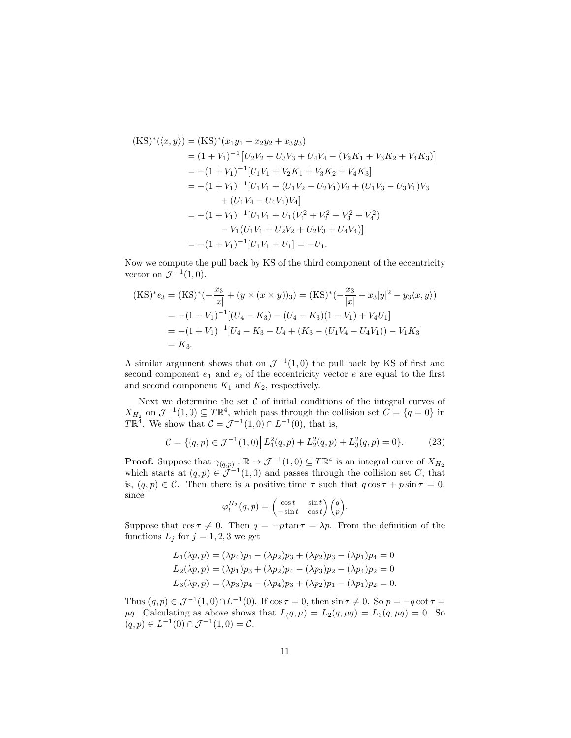$$
\begin{aligned}
(\mathrm{KS})^*(\langle x, y\rangle) &= (\mathrm{KS})^*(x_1y_1 + x_2y_2 + x_3y_3) \\
&= (1+V_1)^{-1}\big[U_2V_2 + U_3V_3 + U_4V_4 - (V_2K_1 + V_3K_2 + V_4K_3)\big] \\
&= -(1+V_1)^{-1}[U_1V_1 + V_2K_1 + V_3K_2 + V_4K_3] \\
&= -(1+V_1)^{-1}[U_1V_1 + (U_1V_2 - U_2V_1)V_2 + (U_1V_3 - U_3V_1)V_3 \\
&\qquad + (U_1V_4 - U_4V_1)V_4] \\
&= -(1+V_1)^{-1}[U_1V_1 + U_1(V_1^2 + V_2^2 + V_3^2 + V_4^2) \\
&\qquad - V_1(U_1V_1 + U_2V_2 + U_2V_3 + U_4V_4)] \\
&= -(1+V_1)^{-1}[U_1V_1 + U_1] = -U_1.
\end{aligned}
$$

Now we compute the pull back by KS of the third component of the eccentricity vector on $\mathcal{J}^{-1}(1,0)$.

$$
\begin{aligned}
(\mathrm{KS})^*e_3 &= (\mathrm{KS})^*(-\frac{x_3}{|x|} + (y \times (x \times y))_3) = (\mathrm{KS})^*(-\frac{x_3}{|x|} + x_3|y|^2 - y_3\langle x, y\rangle) \\
&= -(1+V_1)^{-1}[(U_4 - K_3) - (U_4 - K_3)(1 - V_1) + V_4U_1] \\
&= -(1+V_1)^{-1}[U_4 - K_3 - U_4 + (K_3 - (U_1V_4 - U_4V_1)) - V_1K_3] \\
&= K_3.
\end{aligned}
$$

A similar argument shows that on $\mathcal{J}^{-1}(1,0)$ the pull back by KS of first and second component $e_1$ and $e_2$ of the eccentricity vector $e$ are equal to the first and second component $K_1$ and $K_2$, respectively.

Next we determine the set $\mathcal{C}$ of initial conditions of the integral curves of $X_{H_2}$ on $\mathcal{J}^{-1}(1,0) \subseteq T\mathbb{R}^4$, which pass through the collision set $C = \{q = 0\}$ in $T\mathbb{R}^4$. We show that $\mathcal{C} = \mathcal{J}^{-1}(1,0) \cap L^{-1}(0)$, that is,

$$
\mathcal{C} = \{(q,p) \in \mathcal{J}^{-1}(1,0) \big| L_1^2(q,p) + L_2^2(q,p) + L_3^2(q,p) = 0\}. \tag{23}
$$

**Proof.** Suppose that $\gamma_{(q,p)} : \mathbb{R} \to \mathcal{J}^{-1}(1,0) \subseteq T\mathbb{R}^4$ is an integral curve of $X_{H_2}$ which starts at $(q,p) \in \mathcal{J}^{-1}(1,0)$ and passes through the collision set $C$, that is, $(q,p) \in \mathcal{C}$. Then there is a positive time $\tau$ such that $q\cos\tau + p\sin\tau = 0$, since

$$
\varphi_t^{H_2}(q,p) = \begin{pmatrix} \cos t & \sin t \\ -\sin t & \cos t \end{pmatrix} \begin{pmatrix} q \\ p \end{pmatrix}.
$$

Suppose that $\cos\tau \neq 0$. Then $q = -p\tan\tau = \lambda p$. From the definition of the functions $L_j$ for $j = 1,2,3$ we get

$$
\begin{aligned}
L_1(\lambda p, p) &= (\lambda p_4)p_1 - (\lambda p_2)p_3 + (\lambda p_2)p_3 - (\lambda p_1)p_4 = 0 \\
L_2(\lambda p, p) &= (\lambda p_1)p_3 + (\lambda p_2)p_4 - (\lambda p_3)p_2 - (\lambda p_4)p_2 = 0 \\
L_3(\lambda p, p) &= (\lambda p_3)p_4 - (\lambda p_4)p_3 + (\lambda p_2)p_1 - (\lambda p_1)p_2 = 0.
\end{aligned}
$$

Thus $(q,p) \in \mathcal{J}^{-1}(1,0) \cap L^{-1}(0)$. If $\cos\tau = 0$, then $\sin\tau \neq 0$. So $p = -q\cot\tau = \mu q$. Calculating as above shows that $L_(q,\mu) = L_2(q,\mu q) = L_3(q,\mu q) = 0$. So $(q,p) \in L^{-1}(0) \cap \mathcal{J}^{-1}(1,0) = \mathcal{C}$.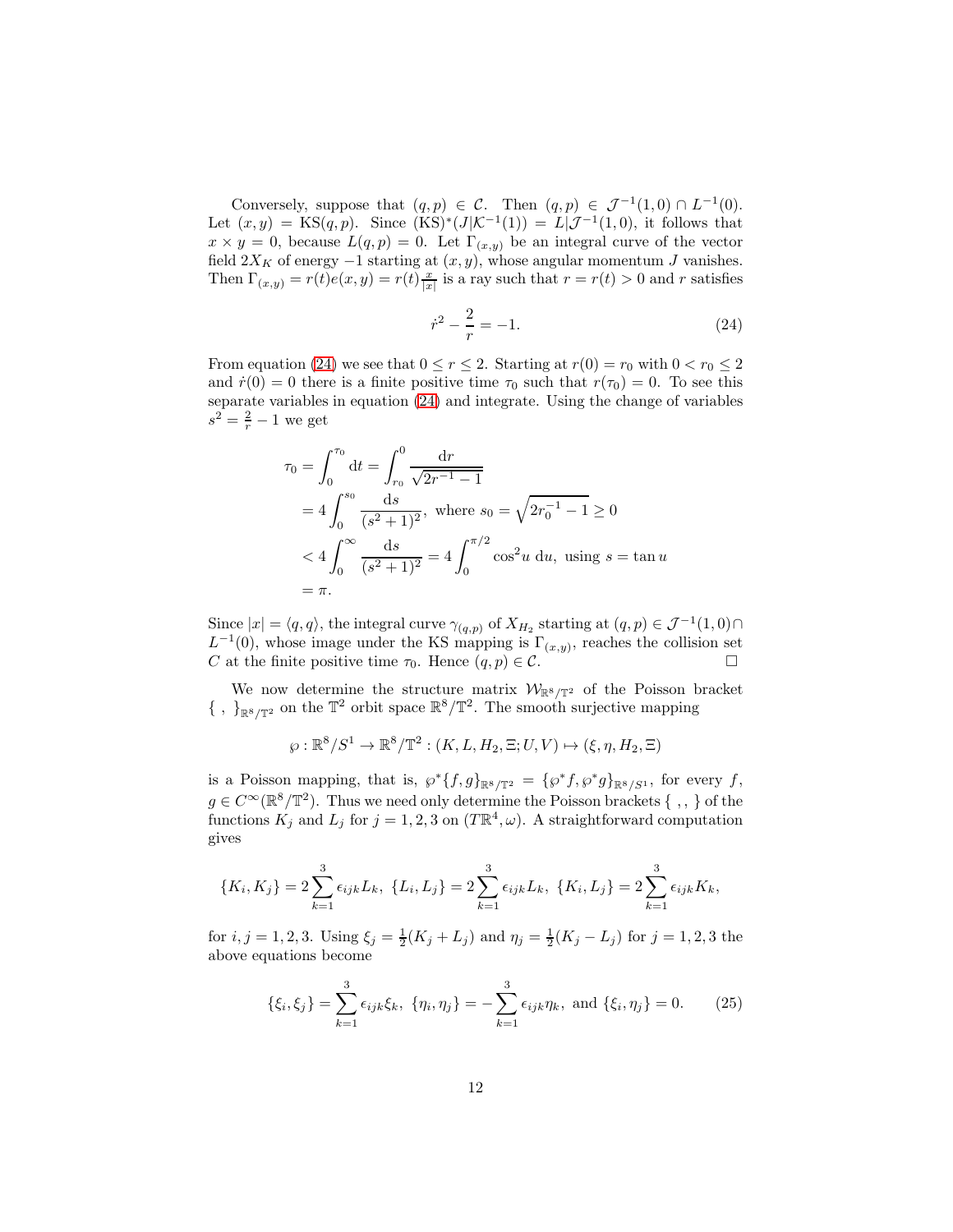Conversely, suppose that $(q,p) \in \mathcal{C}$. Then $(q,p) \in \mathcal{J}^{-1}(1,0) \cap L^{-1}(0)$. Let $(x,y) = \mathrm{KS}(q,p)$. Since $(\mathrm{KS})^*(J|\mathcal{K}^{-1}(1)) = L|\mathcal{J}^{-1}(1,0)$, it follows that $x \times y = 0$, because $L(q,p) = 0$. Let $\Gamma_{(x,y)}$ be an integral curve of the vector field $2X_K$ of energy $-1$ starting at $(x,y)$, whose angular momentum $J$ vanishes. Then $\Gamma_{(x,y)} = r(t)e(x,y) = r(t)\frac{x}{|x|}$ is a ray such that $r = r(t) > 0$ and $r$ satisfies

$$\dot{r}^2 - \frac{2}{r} = -1. \tag{24}$$

From equation (24) we see that $0 \le r \le 2$. Starting at $r(0) = r_0$ with $0 < r_0 \le 2$ and $\dot{r}(0) = 0$ there is a finite positive time $\tau_0$ such that $r(\tau_0) = 0$. To see this separate variables in equation (24) and integrate. Using the change of variables $s^2 = \frac{2}{r} - 1$ we get

$$\begin{aligned}
\tau_0 = \int_0^{\tau_0} \mathrm{d}t &= \int_{r_0}^{0} \frac{\mathrm{d}r}{\sqrt{2r^{-1} - 1}} \\
&= 4\int_0^{s_0} \frac{\mathrm{d}s}{(s^2+1)^2}, \text{ where } s_0 = \sqrt{2r_0^{-1} - 1} \ge 0 \\
&< 4\int_0^{\infty} \frac{\mathrm{d}s}{(s^2+1)^2} = 4\int_0^{\pi/2} \cos^2 u \, \mathrm{d}u, \text{ using } s = \tan u \\
&= \pi.
\end{aligned}$$

Since $|x| = \langle q,q\rangle$, the integral curve $\gamma_{(q,p)}$ of $X_{H_2}$ starting at $(q,p) \in \mathcal{J}^{-1}(1,0) \cap L^{-1}(0)$, whose image under the KS mapping is $\Gamma_{(x,y)}$, reaches the collision set $C$ at the finite positive time $\tau_0$. Hence $(q,p) \in \mathcal{C}$. □

We now determine the structure matrix $\mathcal{W}_{\mathbb{R}^8/\mathbb{T}^2}$ of the Poisson bracket $\{\ ,\ \}_{\mathbb{R}^8/\mathbb{T}^2}$ on the $\mathbb{T}^2$ orbit space $\mathbb{R}^8/\mathbb{T}^2$. The smooth surjective mapping

$$\wp : \mathbb{R}^8/S^1 \to \mathbb{R}^8/\mathbb{T}^2 : (K, L, H_2, \Xi; U, V) \mapsto (\xi, \eta, H_2, \Xi)$$

is a Poisson mapping, that is, $\wp^*\{f,g\}_{\mathbb{R}^8/\mathbb{T}^2} = \{\wp^* f, \wp^* g\}_{\mathbb{R}^8/S^1}$, for every $f$, $g \in C^\infty(\mathbb{R}^8/\mathbb{T}^2)$. Thus we need only determine the Poisson brackets $\{\ ,\ \}$ of the functions $K_j$ and $L_j$ for $j = 1,2,3$ on $(T\mathbb{R}^4, \omega)$. A straightforward computation gives

$$\{K_i, K_j\} = 2\sum_{k=1}^{3} \epsilon_{ijk} L_k,\ \{L_i, L_j\} = 2\sum_{k=1}^{3} \epsilon_{ijk} L_k,\ \{K_i, L_j\} = 2\sum_{k=1}^{3} \epsilon_{ijk} K_k,$$

for $i,j = 1,2,3$. Using $\xi_j = \frac{1}{2}(K_j + L_j)$ and $\eta_j = \frac{1}{2}(K_j - L_j)$ for $j = 1,2,3$ the above equations become

$$\{\xi_i, \xi_j\} = \sum_{k=1}^{3} \epsilon_{ijk} \xi_k,\ \{\eta_i, \eta_j\} = -\sum_{k=1}^{3} \epsilon_{ijk} \eta_k, \text{ and } \{\xi_i, \eta_j\} = 0. \tag{25}$$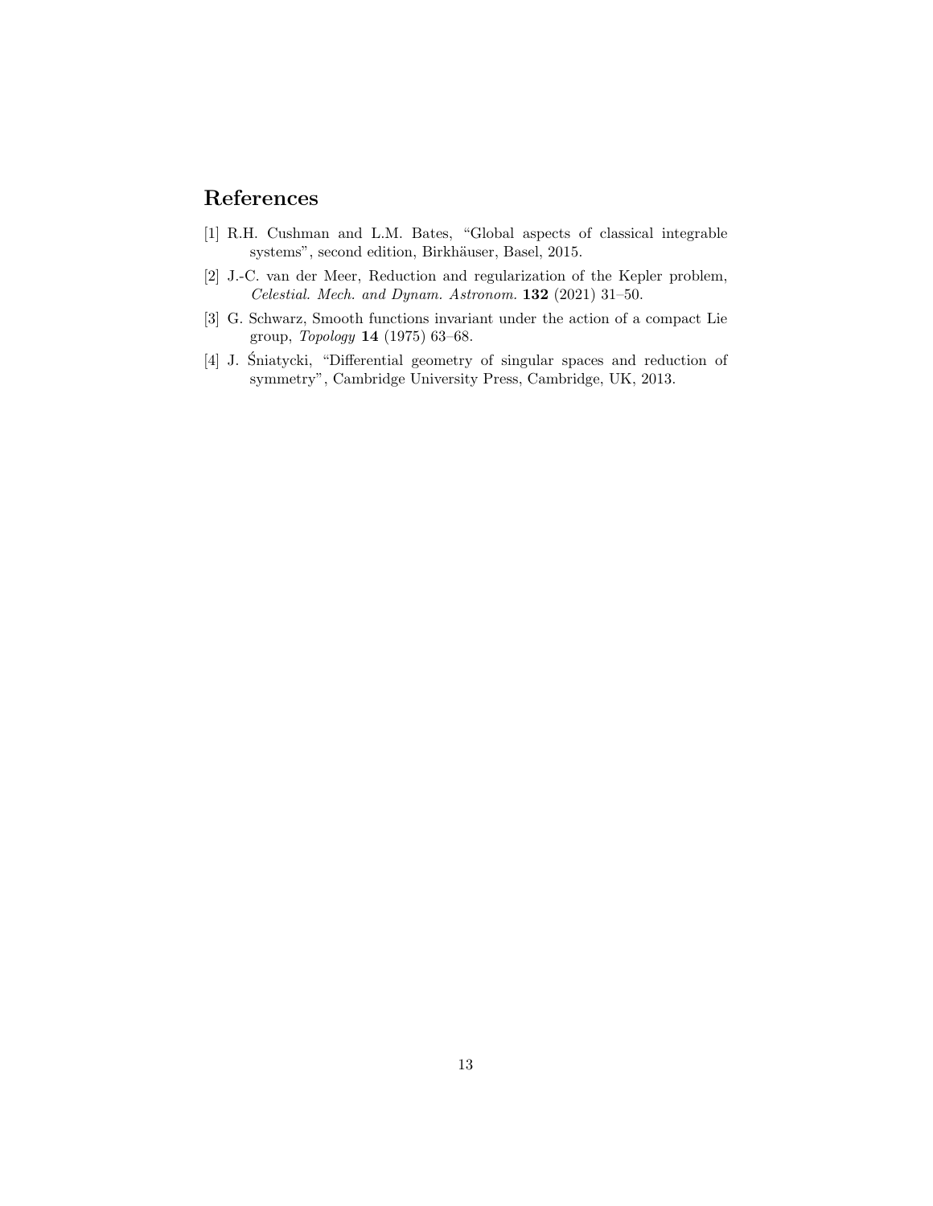## References

[1] R.H. Cushman and L.M. Bates, "Global aspects of classical integrable systems", second edition, Birkhäuser, Basel, 2015.

[2] J.-C. van der Meer, Reduction and regularization of the Kepler problem, *Celestial. Mech. and Dynam. Astronom.* **132** (2021) 31–50.

[3] G. Schwarz, Smooth functions invariant under the action of a compact Lie group, *Topology* **14** (1975) 63–68.

[4] J. Śniatycki, "Differential geometry of singular spaces and reduction of symmetry", Cambridge University Press, Cambridge, UK, 2013.